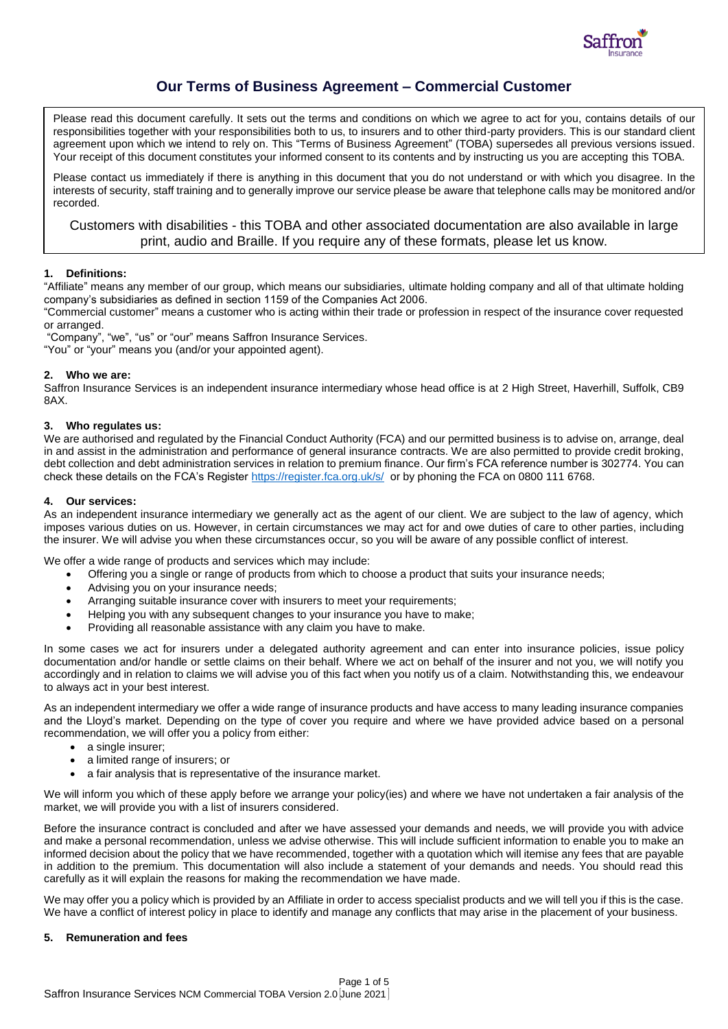# Our Terms of Business Agreement – Commercial Customer

Please read this document carefully. It sets out the terms and conditions on which we agree to act for you, contains details of our responsibilities together with your responsibilities both to us, to insurers and to other third-party providers. This is our standard client agreement upon which we intend to rely on. This "Terms of Business Agreement" (TOBA) supersedes all previous versions issued. Your receipt of this document constitutes your informed consent to its contents and by instructing us you are accepting this TOBA.

Please contact us immediately if there is anything in this document that you do not understand or with which you disagree. In the interests of security, staff training and to generally improve our service please be aware that telephone calls may be monitored and/or recorded.

Customers with disabilities - this TOBA and other associated documentation are also available in large print, audio and Braille. If you require any of these formats, please let us know.

## 1. Definitions:

"Affiliate" means any member of our group, which means our subsidiaries, ultimate holding company and all of that ultimate holding company's subsidiaries as defined in section 1159 of the Companies Act 2006.

"Commercial customer" means a customer who is acting within their trade or profession in respect of the insurance cover requested or arranged.

"Company", "we", "us" or "our" means Saffron Insurance Services.

"You" or "your" means you (and/or your appointed agent).

## 2. Who we are:

Saffron Insurance Services is an independent insurance intermediary whose head office is at 2 High Street, Haverhill, Suffolk, CB9 8AX.

## 3. Who regulates us:

We are authorised and regulated by the Financial Conduct Authority (FCA) and our permitted business is to advise on, arrange, deal in and assist in the administration and performance of general insurance contracts. We are also permitted to provide credit broking, debt collection and debt administration services in relation to premium finance. Our firm's FCA reference number is 302774. You can check these details on the FCA's Register https://register.fca.org.uk/s/ or by phoning the FCA on 0800 111 6768.

## 4. Our services:

As an independent insurance intermediary we generally act as the agent of our client. We are subject to the law of agency, which imposes various duties on us. However, in certain circumstances we may act for and owe duties of care to other parties, including the insurer. We will advise you when these circumstances occur, so you will be aware of any possible conflict of interest.

We offer a wide range of products and services which may include:

- Offering you a single or range of products from which to choose a product that suits your insurance needs;
- Advising you on your insurance needs;
- Arranging suitable insurance cover with insurers to meet your requirements;
- Helping you with any subsequent changes to your insurance you have to make;
- Providing all reasonable assistance with any claim you have to make.

In some cases we act for insurers under a delegated authority agreement and can enter into insurance policies, issue policy documentation and/or handle or settle claims on their behalf. Where we act on behalf of the insurer and not you, we will notify you accordingly and in relation to claims we will advise you of this fact when you notify us of a claim. Notwithstanding this, we endeavour to always act in your best interest.

As an independent intermediary we offer a wide range of insurance products and have access to many leading insurance companies and the Lloyd's market. Depending on the type of cover you require and where we have provided advice based on a personal recommendation, we will offer you a policy from either:

- a single insurer;
- a limited range of insurers; or
- a fair analysis that is representative of the insurance market.

We will inform you which of these apply before we arrange your policy(ies) and where we have not undertaken a fair analysis of the market, we will provide you with a list of insurers considered.

Before the insurance contract is concluded and after we have assessed your demands and needs, we will provide you with advice and make a personal recommendation, unless we advise otherwise. This will include sufficient information to enable you to make an informed decision about the policy that we have recommended, together with a quotation which will itemise any fees that are payable in addition to the premium. This documentation will also include a statement of your demands and needs. You should read this carefully as it will explain the reasons for making the recommendation we have made.

We may offer you a policy which is provided by an Affiliate in order to access specialist products and we will tell you if this is the case. We have a conflict of interest policy in place to identify and manage any conflicts that may arise in the placement of your business.

## 5. Remuneration and fees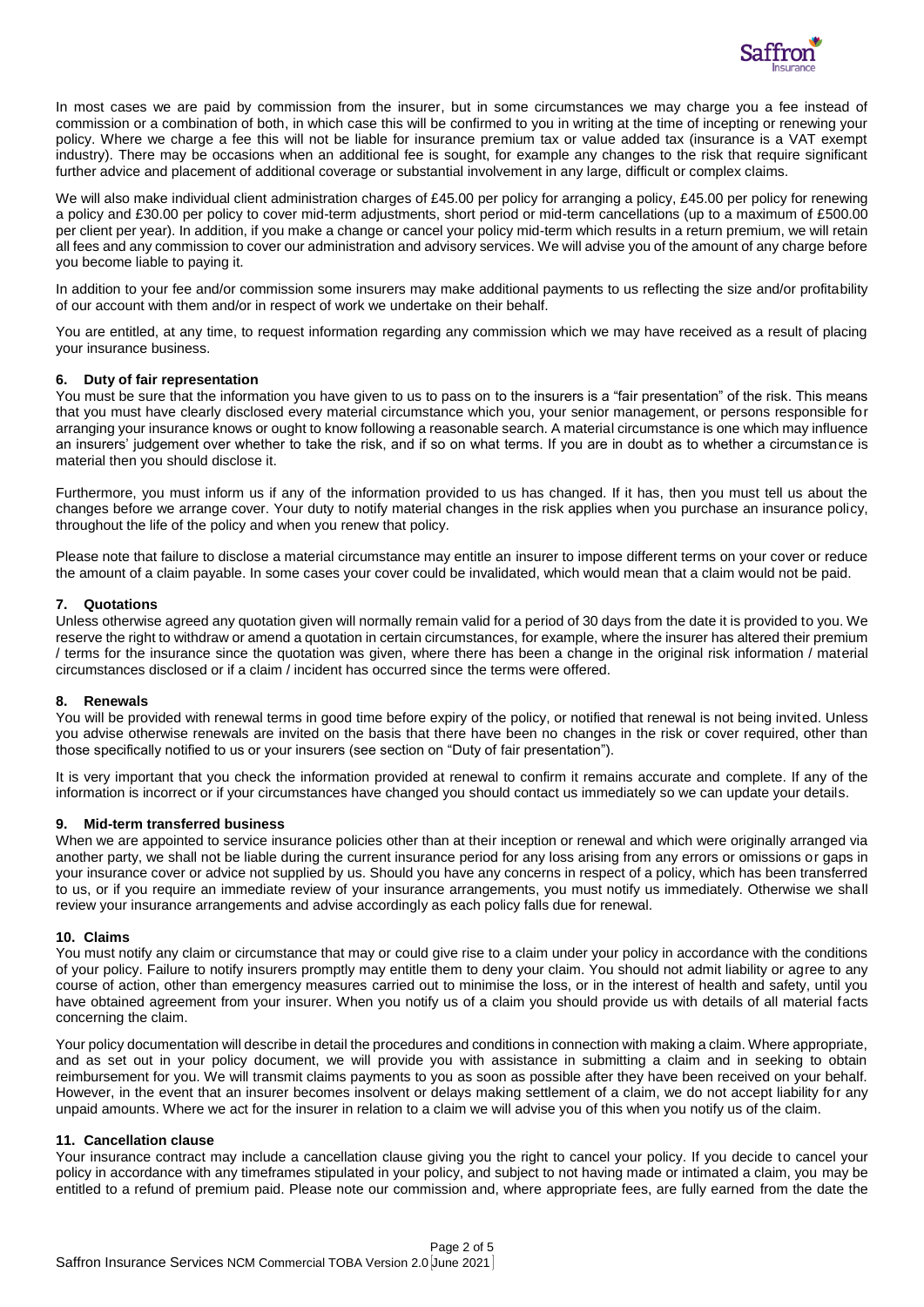In most cases we are paid by commission from the insurer, but in some circumstances we may charge you a fee instead of commission or a combination of both, in which case this will be confirmed to you in writing at the time of incepting or renewing your policy. Where we charge a fee this will not be liable for insurance premium tax or value added tax (insurance is a VAT exempt industry). There may be occasions when an additional fee is sought, for example any changes to the risk that require significant further advice and placement of additional coverage or substantial involvement in any large, difficult or complex claims.

We will also make individual client administration charges of £45.00 per policy for arranging a policy, £45.00 per policy for renewing a policy and £30.00 per policy to cover mid-term adjustments, short period or mid-term cancellations (up to a maximum of £500.00 per client per year). In addition, if you make a change or cancel your policy mid-term which results in a return premium, we will retain all fees and any commission to cover our administration and advisory services. We will advise you of the amount of any charge before you become liable to paying it.

In addition to your fee and/or commission some insurers may make additional payments to us reflecting the size and/or profitability of our account with them and/or in respect of work we undertake on their behalf.

You are entitled, at any time, to request information regarding any commission which we may have received as a result of placing your insurance business.

### 6. Duty of fair representation

You must be sure that the information you have given to us to pass on to the insurers is a "fair presentation" of the risk. This means that you must have clearly disclosed every material circumstance which you, your senior management, or persons responsible for arranging your insurance knows or ought to know following a reasonable search. A material circumstance is one which may influence an insurers' judgement over whether to take the risk, and if so on what terms. If you are in doubt as to whether a circumstance is material then you should disclose it.

Furthermore, you must inform us if any of the information provided to us has changed. If it has, then you must tell us about the changes before we arrange cover. Your duty to notify material changes in the risk applies when you purchase an insurance policy, throughout the life of the policy and when you renew that policy.

Please note that failure to disclose a material circumstance may entitle an insurer to impose different terms on your cover or reduce the amount of a claim payable. In some cases your cover could be invalidated, which would mean that a claim would not be paid.

### 7. Quotations

Unless otherwise agreed any quotation given will normally remain valid for a period of 30 days from the date it is provided to you. We reserve the right to withdraw or amend a quotation in certain circumstances, for example, where the insurer has altered their premium / terms for the insurance since the quotation was given, where there has been a change in the original risk information / material circumstances disclosed or if a claim / incident has occurred since the terms were offered.

### 8. Renewals

You will be provided with renewal terms in good time before expiry of the policy, or notified that renewal is not being invited. Unless you advise otherwise renewals are invited on the basis that there have been no changes in the risk or cover required, other than those specifically notified to us or your insurers (see section on "Duty of fair presentation").

It is very important that you check the information provided at renewal to confirm it remains accurate and complete. If any of the information is incorrect or if your circumstances have changed you should contact us immediately so we can update your details.

### 9. Mid-term transferred business

When we are appointed to service insurance policies other than at their inception or renewal and which were originally arranged via another party, we shall not be liable during the current insurance period for any loss arising from any errors or omissions or gaps in your insurance cover or advice not supplied by us. Should you have any concerns in respect of a policy, which has been transferred to us, or if you require an immediate review of your insurance arrangements, you must notify us immediately. Otherwise we shall review your insurance arrangements and advise accordingly as each policy falls due for renewal.

### 10. Claims

You must notify any claim or circumstance that may or could give rise to a claim under your policy in accordance with the conditions of your policy. Failure to notify insurers promptly may entitle them to deny your claim. You should not admit liability or agree to any course of action, other than emergency measures carried out to minimise the loss, or in the interest of health and safety, until you have obtained agreement from your insurer. When you notify us of a claim you should provide us with details of all material facts concerning the claim.

Your policy documentation will describe in detail the procedures and conditions in connection with making a claim. Where appropriate, and as set out in your policy document, we will provide you with assistance in submitting a claim and in seeking to obtain reimbursement for you. We will transmit claims payments to you as soon as possible after they have been received on your behalf. However, in the event that an insurer becomes insolvent or delays making settlement of a claim, we do not accept liability for any unpaid amounts. Where we act for the insurer in relation to a claim we will advise you of this when you notify us of the claim.

### 11. Cancellation clause

Your insurance contract may include a cancellation clause giving you the right to cancel your policy. If you decide to cancel your policy in accordance with any timeframes stipulated in your policy, and subject to not having made or intimated a claim, you may be entitled to a refund of premium paid. Please note our commission and, where appropriate fees, are fully earned from the date the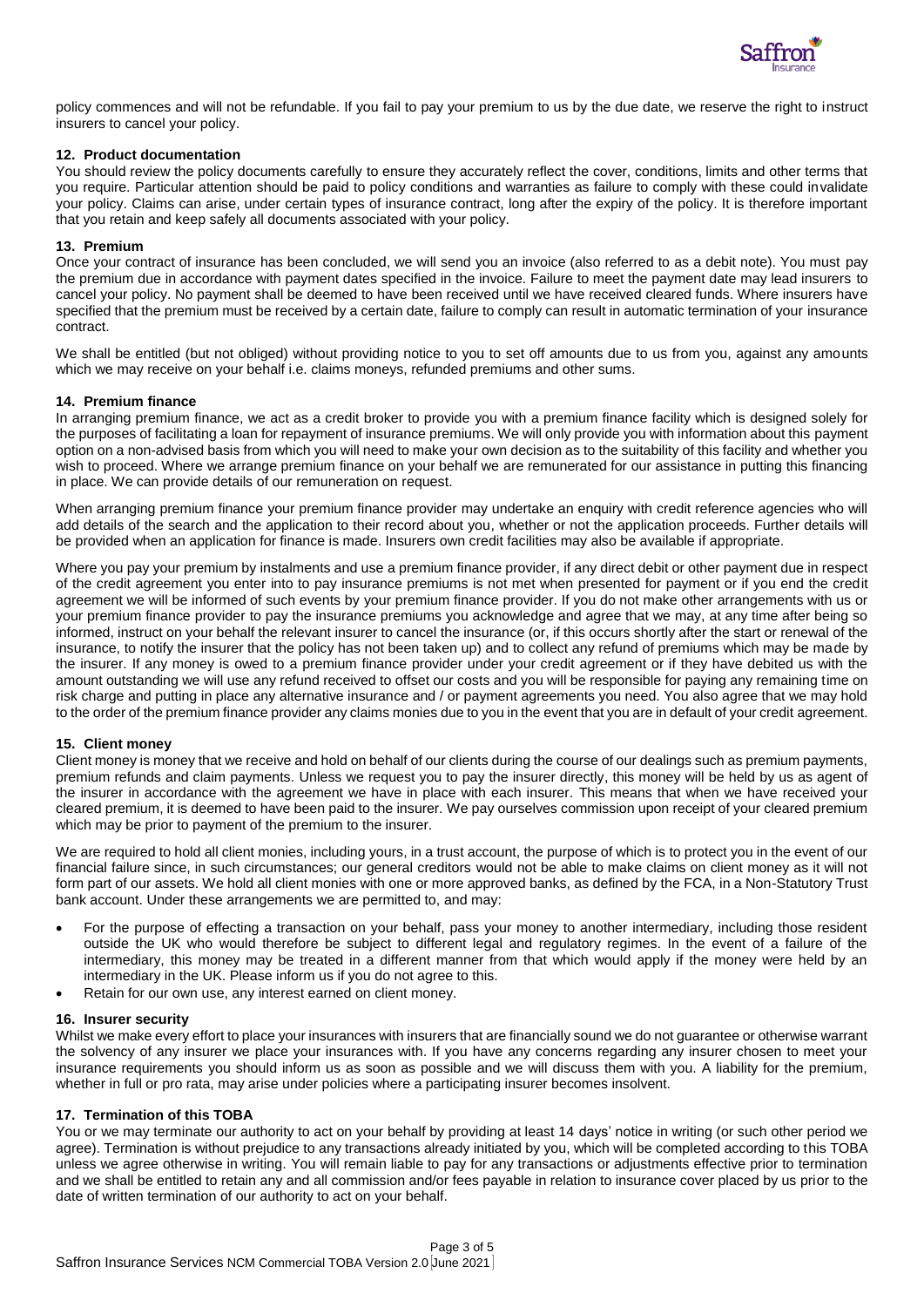policy commences and will not be refundable. If you fail to pay your premium to us by the due date, we reserve the right to instruct insurers to cancel your policy.

## 12. Product documentation

You should review the policy documents carefully to ensure they accurately reflect the cover, conditions, limits and other terms that you require. Particular attention should be paid to policy conditions and warranties as failure to comply with these could invalidate your policy. Claims can arise, under certain types of insurance contract, long after the expiry of the policy. It is therefore important that you retain and keep safely all documents associated with your policy.

## 13. Premium

Once your contract of insurance has been concluded, we will send you an invoice (also referred to as a debit note). You must pay the premium due in accordance with payment dates specified in the invoice. Failure to meet the payment date may lead insurers to cancel your policy. No payment shall be deemed to have been received until we have received cleared funds. Where insurers have specified that the premium must be received by a certain date, failure to comply can result in automatic termination of your insurance contract.

We shall be entitled (but not obliged) without providing notice to you to set off amounts due to us from you, against any amounts which we may receive on your behalf i.e. claims moneys, refunded premiums and other sums.

## 14. Premium finance

In arranging premium finance, we act as a credit broker to provide you with a premium finance facility which is designed solely for the purposes of facilitating a loan for repayment of insurance premiums. We will only provide you with information about this payment option on a non-advised basis from which you will need to make your own decision as to the suitability of this facility and whether you wish to proceed. Where we arrange premium finance on your behalf we are remunerated for our assistance in putting this financing in place. We can provide details of our remuneration on request.

When arranging premium finance your premium finance provider may undertake an enquiry with credit reference agencies who will add details of the search and the application to their record about you, whether or not the application proceeds. Further details will be provided when an application for finance is made. Insurers own credit facilities may also be available if appropriate.

Where you pay your premium by instalments and use a premium finance provider, if any direct debit or other payment due in respect of the credit agreement you enter into to pay insurance premiums is not met when presented for payment or if you end the credit agreement we will be informed of such events by your premium finance provider. If you do not make other arrangements with us or your premium finance provider to pay the insurance premiums you acknowledge and agree that we may, at any time after being so informed, instruct on your behalf the relevant insurer to cancel the insurance (or, if this occurs shortly after the start or renewal of the insurance, to notify the insurer that the policy has not been taken up) and to collect any refund of premiums which may be made by the insurer. If any money is owed to a premium finance provider under your credit agreement or if they have debited us with the amount outstanding we will use any refund received to offset our costs and you will be responsible for paying any remaining time on risk charge and putting in place any alternative insurance and / or payment agreements you need. You also agree that we may hold to the order of the premium finance provider any claims monies due to you in the event that you are in default of your credit agreement.

## 15. Client money

Client money is money that we receive and hold on behalf of our clients during the course of our dealings such as premium payments, premium refunds and claim payments. Unless we request you to pay the insurer directly, this money will be held by us as agent of the insurer in accordance with the agreement we have in place with each insurer. This means that when we have received your cleared premium, it is deemed to have been paid to the insurer. We pay ourselves commission upon receipt of your cleared premium which may be prior to payment of the premium to the insurer.

We are required to hold all client monies, including yours, in a trust account, the purpose of which is to protect you in the event of our financial failure since, in such circumstances; our general creditors would not be able to make claims on client money as it will not form part of our assets. We hold all client monies with one or more approved banks, as defined by the FCA, in a Non-Statutory Trust bank account. Under these arrangements we are permitted to, and may:

- For the purpose of effecting a transaction on your behalf, pass your money to another intermediary, including those resident outside the UK who would therefore be subject to different legal and regulatory regimes. In the event of a failure of the intermediary, this money may be treated in a different manner from that which would apply if the money were held by an intermediary in the UK. Please inform us if you do not agree to this.
- Retain for our own use, any interest earned on client money.

## 16. Insurer security

Whilst we make every effort to place your insurances with insurers that are financially sound we do not guarantee or otherwise warrant the solvency of any insurer we place your insurances with. If you have any concerns regarding any insurer chosen to meet your insurance requirements you should inform us as soon as possible and we will discuss them with you. A liability for the premium, whether in full or pro rata, may arise under policies where a participating insurer becomes insolvent.

## 17. Termination of this TOBA

You or we may terminate our authority to act on your behalf by providing at least 14 days' notice in writing (or such other period we agree). Termination is without prejudice to any transactions already initiated by you, which will be completed according to this TOBA unless we agree otherwise in writing. You will remain liable to pay for any transactions or adjustments effective prior to termination and we shall be entitled to retain any and all commission and/or fees payable in relation to insurance cover placed by us prior to the date of written termination of our authority to act on your behalf.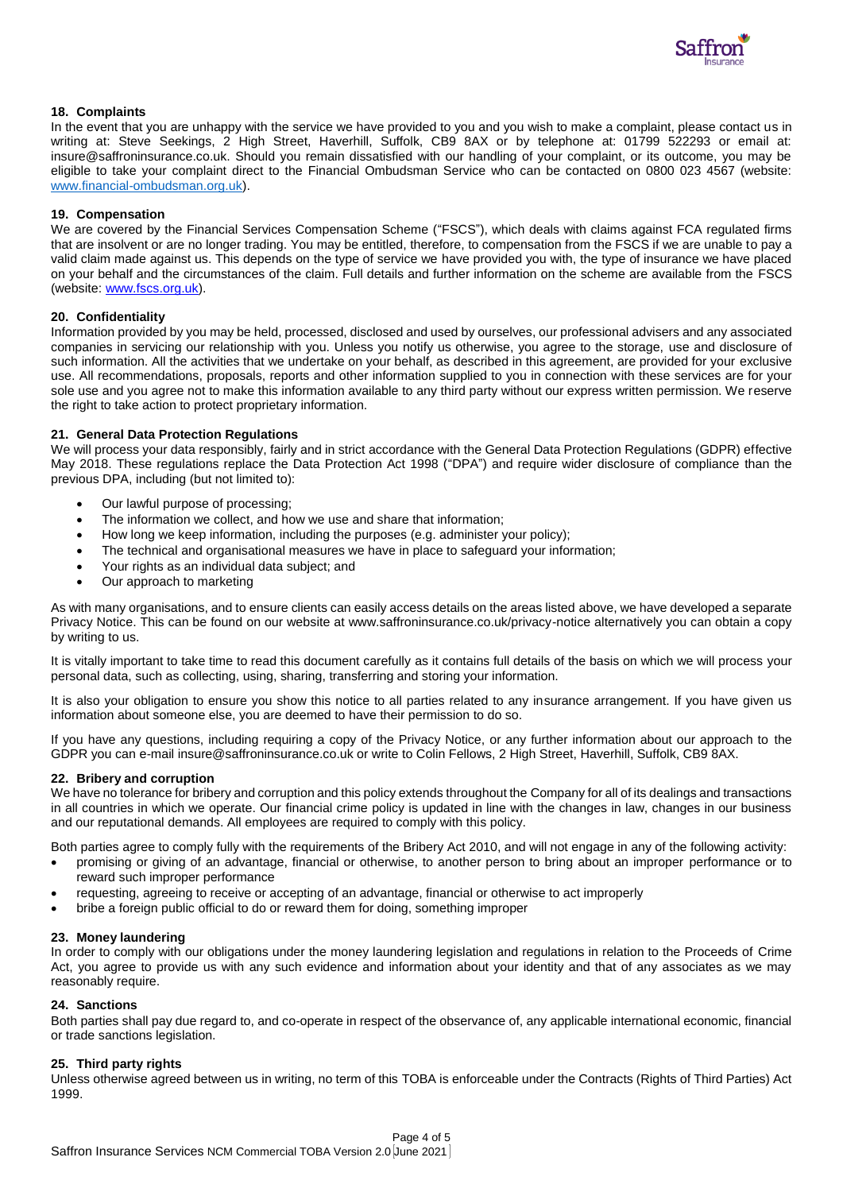## 18. Complaints

In the event that you are unhappy with the service we have provided to you and you wish to make a complaint, please contact us in writing at: Steve Seekings, 2 High Street, Haverhill, Suffolk, CB9 8AX or by telephone at: 01799 522293 or email at: insure@saffroninsurance.co.uk. Should you remain dissatisfied with our handling of your complaint, or its outcome, you may be eligible to take your complaint direct to the Financial Ombudsman Service who can be contacted on 0800 023 4567 (website: www.financial-ombudsman.org.uk).

## 19. Compensation

We are covered by the Financial Services Compensation Scheme ("FSCS"), which deals with claims against FCA regulated firms that are insolvent or are no longer trading. You may be entitled, therefore, to compensation from the FSCS if we are unable to pay a valid claim made against us. This depends on the type of service we have provided you with, the type of insurance we have placed on your behalf and the circumstances of the claim. Full details and further information on the scheme are available from the FSCS (website: www.fscs.org.uk).

## 20. Confidentiality

Information provided by you may be held, processed, disclosed and used by ourselves, our professional advisers and any associated companies in servicing our relationship with you. Unless you notify us otherwise, you agree to the storage, use and disclosure of such information. All the activities that we undertake on your behalf, as described in this agreement, are provided for your exclusive use. All recommendations, proposals, reports and other information supplied to you in connection with these services are for your sole use and you agree not to make this information available to any third party without our express written permission. We reserve the right to take action to protect proprietary information.

## 21. General Data Protection Regulations

We will process your data responsibly, fairly and in strict accordance with the General Data Protection Regulations (GDPR) effective May 2018. These regulations replace the Data Protection Act 1998 ("DPA") and require wider disclosure of compliance than the previous DPA, including (but not limited to):

- Our lawful purpose of processing;
- The information we collect, and how we use and share that information;
- How long we keep information, including the purposes (e.g. administer your policy);
- The technical and organisational measures we have in place to safeguard your information;
- Your rights as an individual data subject; and
- Our approach to marketing

As with many organisations, and to ensure clients can easily access details on the areas listed above, we have developed a separate Privacy Notice. This can be found on our website at www.saffroninsurance.co.uk/privacy-notice alternatively you can obtain a copy by writing to us.

It is vitally important to take time to read this document carefully as it contains full details of the basis on which we will process your personal data, such as collecting, using, sharing, transferring and storing your information.

It is also your obligation to ensure you show this notice to all parties related to any insurance arrangement. If you have given us information about someone else, you are deemed to have their permission to do so.

If you have any questions, including requiring a copy of the Privacy Notice, or any further information about our approach to the GDPR you can e-mail insure@saffroninsurance.co.uk or write to Colin Fellows, 2 High Street, Haverhill, Suffolk, CB9 8AX.

## 22. Bribery and corruption

We have no tolerance for bribery and corruption and this policy extends throughout the Company for all of its dealings and transactions in all countries in which we operate. Our financial crime policy is updated in line with the changes in law, changes in our business and our reputational demands. All employees are required to comply with this policy.

Both parties agree to comply fully with the requirements of the Bribery Act 2010, and will not engage in any of the following activity:

- promising or giving of an advantage, financial or otherwise, to another person to bring about an improper performance or to reward such improper performance
- requesting, agreeing to receive or accepting of an advantage, financial or otherwise to act improperly
- bribe a foreign public official to do or reward them for doing, something improper

## 23. Money laundering

In order to comply with our obligations under the money laundering legislation and regulations in relation to the Proceeds of Crime Act, you agree to provide us with any such evidence and information about your identity and that of any associates as we may reasonably require.

## 24. Sanctions

Both parties shall pay due regard to, and co-operate in respect of the observance of, any applicable international economic, financial or trade sanctions legislation.

## 25. Third party rights

Unless otherwise agreed between us in writing, no term of this TOBA is enforceable under the Contracts (Rights of Third Parties) Act 1999.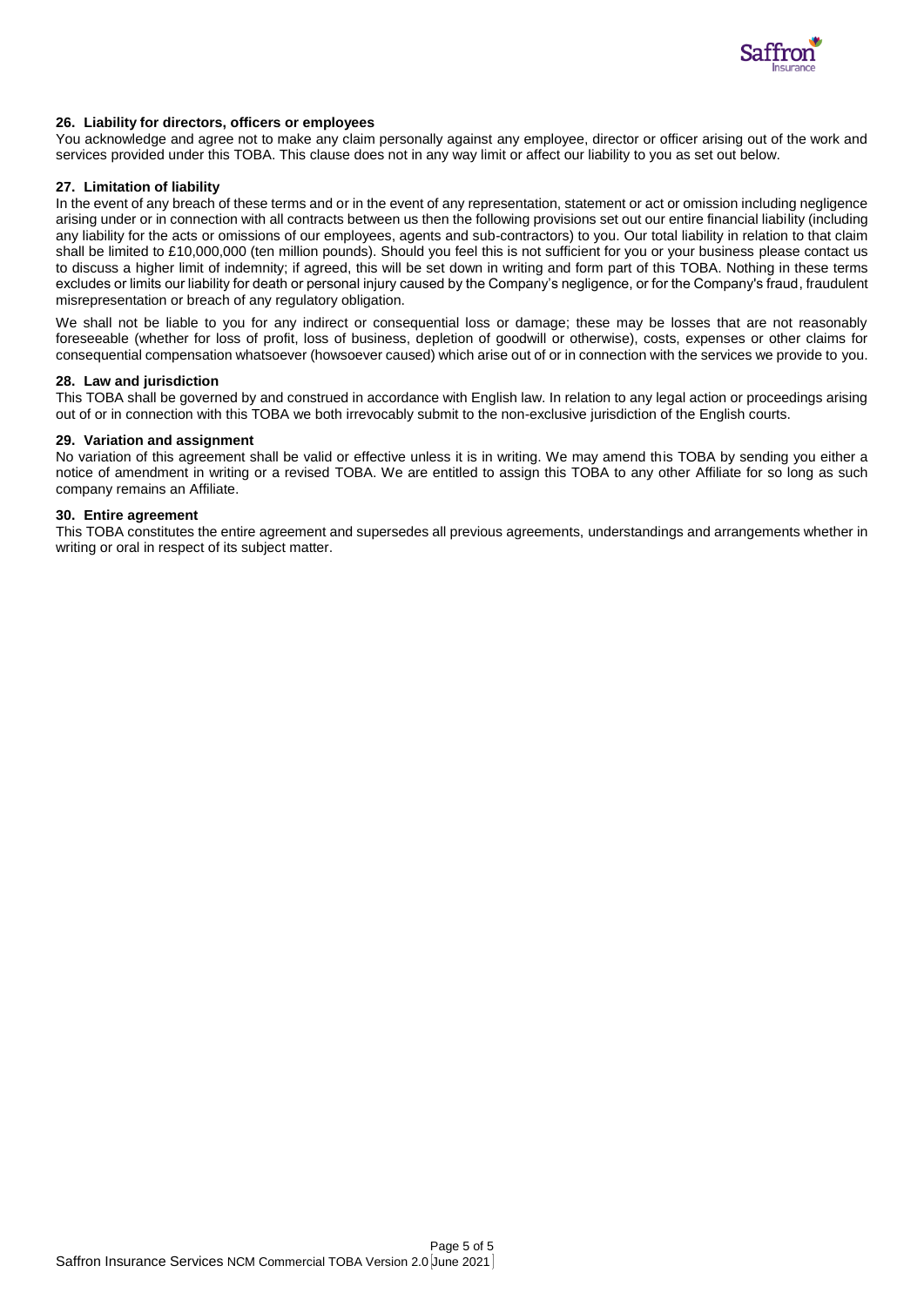#### 26. Liability for directors, officers or employees

You acknowledge and agree not to make any claim personally against any employee, director or officer arising out of the work and services provided under this TOBA. This clause does not in any way limit or affect our liability to you as set out below.

#### 27. Limitation of liability

In the event of any breach of these terms and or in the event of any representation, statement or act or omission including negligence arising under or in connection with all contracts between us then the following provisions set out our entire financial liability (including any liability for the acts or omissions of our employees, agents and sub-contractors) to you. Our total liability in relation to that claim shall be limited to £10,000,000 (ten million pounds). Should you feel this is not sufficient for you or your business please contact us to discuss a higher limit of indemnity; if agreed, this will be set down in writing and form part of this TOBA. Nothing in these terms excludes or limits our liability for death or personal injury caused by the Company's negligence, or for the Company's fraud, fraudulent misrepresentation or breach of any regulatory obligation.

We shall not be liable to you for any indirect or consequential loss or damage; these may be losses that are not reasonably foreseeable (whether for loss of profit, loss of business, depletion of goodwill or otherwise), costs, expenses or other claims for consequential compensation whatsoever (howsoever caused) which arise out of or in connection with the services we provide to you.

#### 28. Law and jurisdiction

This TOBA shall be governed by and construed in accordance with English law. In relation to any legal action or proceedings arising out of or in connection with this TOBA we both irrevocably submit to the non-exclusive jurisdiction of the English courts.

#### 29. Variation and assignment

No variation of this agreement shall be valid or effective unless it is in writing. We may amend this TOBA by sending you either a notice of amendment in writing or a revised TOBA. We are entitled to assign this TOBA to any other Affiliate for so long as such company remains an Affiliate.

#### 30. Entire agreement

This TOBA constitutes the entire agreement and supersedes all previous agreements, understandings and arrangements whether in writing or oral in respect of its subject matter.